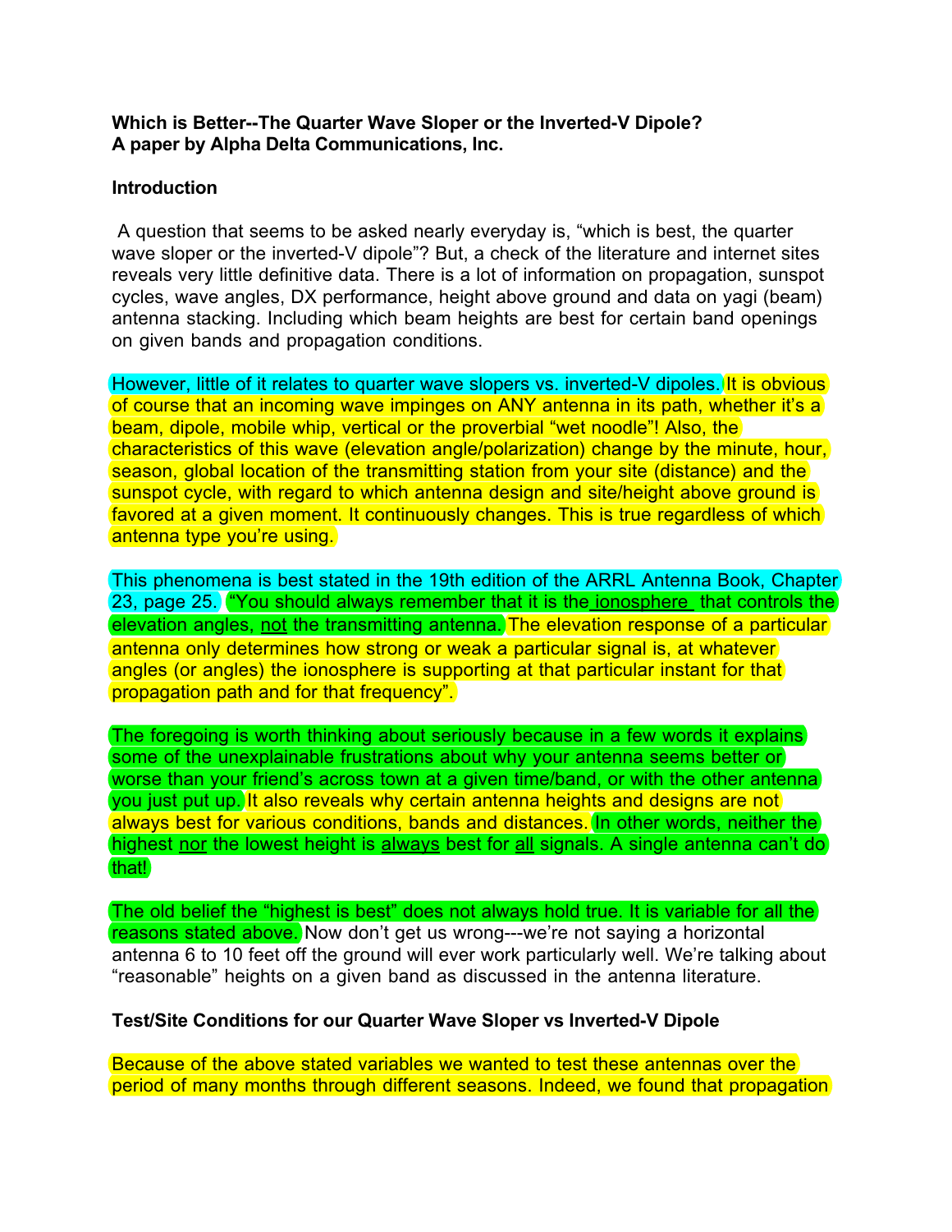**Which is Better--The Quarter Wave Sloper or the Inverted-V Dipole?**
**A paper by Alpha Delta Communications, Inc.**

**Introduction**

A question that seems to be asked nearly everyday is, "which is best, the quarter wave sloper or the inverted-V dipole"? But, a check of the literature and internet sites reveals very little definitive data. There is a lot of information on propagation, sunspot cycles, wave angles, DX performance, height above ground and data on yagi (beam) antenna stacking. Including which beam heights are best for certain band openings on given bands and propagation conditions.

However, little of it relates to quarter wave slopers vs. inverted-V dipoles. It is obvious of course that an incoming wave impinges on ANY antenna in its path, whether it's a beam, dipole, mobile whip, vertical or the proverbial "wet noodle"! Also, the characteristics of this wave (elevation angle/polarization) change by the minute, hour, season, global location of the transmitting station from your site (distance) and the sunspot cycle, with regard to which antenna design and site/height above ground is favored at a given moment. It continuously changes. This is true regardless of which antenna type you're using.

This phenomena is best stated in the 19th edition of the ARRL Antenna Book, Chapter 23, page 25. "You should always remember that it is the ionosphere that controls the elevation angles, not the transmitting antenna. The elevation response of a particular antenna only determines how strong or weak a particular signal is, at whatever angles (or angles) the ionosphere is supporting at that particular instant for that propagation path and for that frequency".

The foregoing is worth thinking about seriously because in a few words it explains some of the unexplainable frustrations about why your antenna seems better or worse than your friend's across town at a given time/band, or with the other antenna you just put up. It also reveals why certain antenna heights and designs are not always best for various conditions, bands and distances. In other words, neither the highest nor the lowest height is always best for all signals. A single antenna can't do that!

The old belief the "highest is best" does not always hold true. It is variable for all the reasons stated above. Now don't get us wrong---we're not saying a horizontal antenna 6 to 10 feet off the ground will ever work particularly well. We're talking about "reasonable" heights on a given band as discussed in the antenna literature.

**Test/Site Conditions for our Quarter Wave Sloper vs Inverted-V Dipole**

Because of the above stated variables we wanted to test these antennas over the period of many months through different seasons. Indeed, we found that propagation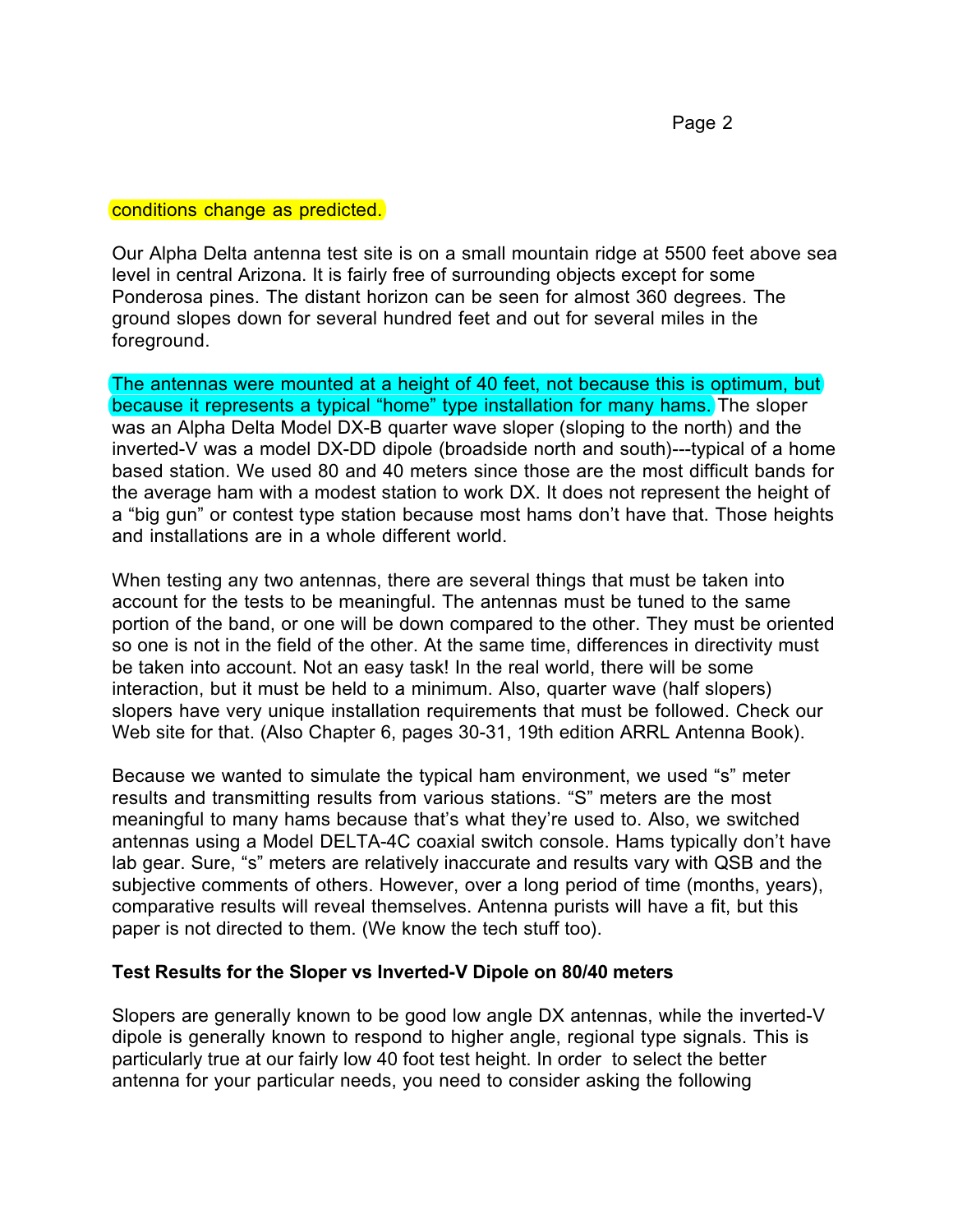conditions change as predicted.

Our Alpha Delta antenna test site is on a small mountain ridge at 5500 feet above sea level in central Arizona. It is fairly free of surrounding objects except for some Ponderosa pines. The distant horizon can be seen for almost 360 degrees. The ground slopes down for several hundred feet and out for several miles in the foreground.

The antennas were mounted at a height of 40 feet, not because this is optimum, but because it represents a typical "home" type installation for many hams. The sloper was an Alpha Delta Model DX-B quarter wave sloper (sloping to the north) and the inverted-V was a model DX-DD dipole (broadside north and south)---typical of a home based station. We used 80 and 40 meters since those are the most difficult bands for the average ham with a modest station to work DX. It does not represent the height of a "big gun" or contest type station because most hams don't have that. Those heights and installations are in a whole different world.

When testing any two antennas, there are several things that must be taken into account for the tests to be meaningful. The antennas must be tuned to the same portion of the band, or one will be down compared to the other. They must be oriented so one is not in the field of the other. At the same time, differences in directivity must be taken into account. Not an easy task! In the real world, there will be some interaction, but it must be held to a minimum. Also, quarter wave (half slopers) slopers have very unique installation requirements that must be followed. Check our Web site for that. (Also Chapter 6, pages 30-31, 19th edition ARRL Antenna Book).

Because we wanted to simulate the typical ham environment, we used "s" meter results and transmitting results from various stations. "S" meters are the most meaningful to many hams because that's what they're used to. Also, we switched antennas using a Model DELTA-4C coaxial switch console. Hams typically don't have lab gear. Sure, "s" meters are relatively inaccurate and results vary with QSB and the subjective comments of others. However, over a long period of time (months, years), comparative results will reveal themselves. Antenna purists will have a fit, but this paper is not directed to them. (We know the tech stuff too).

**Test Results for the Sloper vs Inverted-V Dipole on 80/40 meters**

Slopers are generally known to be good low angle DX antennas, while the inverted-V dipole is generally known to respond to higher angle, regional type signals. This is particularly true at our fairly low 40 foot test height. In order to select the better antenna for your particular needs, you need to consider asking the following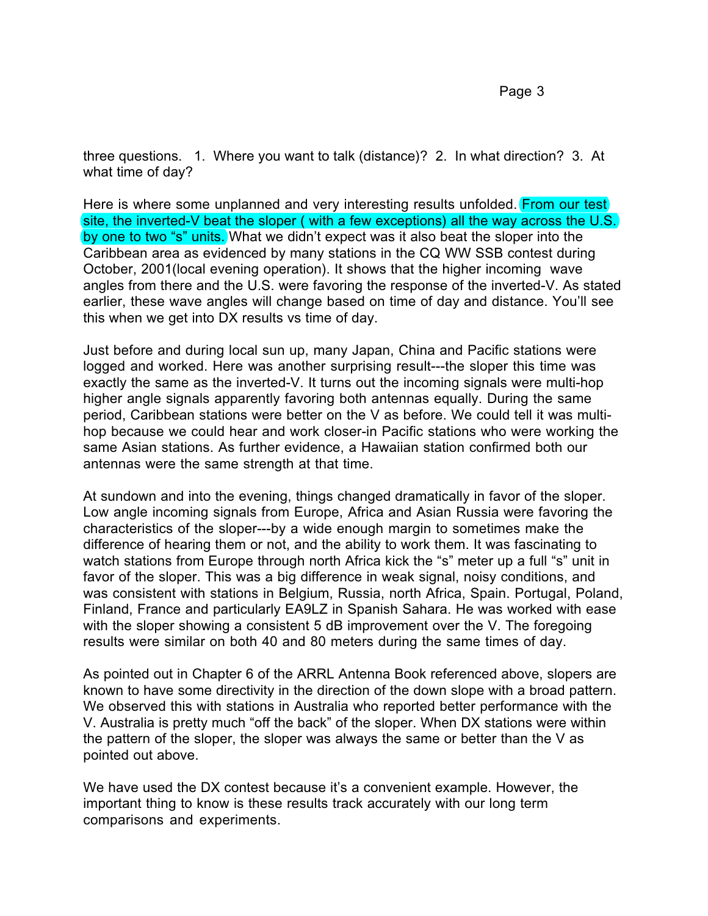three questions. 1. Where you want to talk (distance)? 2. In what direction? 3. At what time of day?

Here is where some unplanned and very interesting results unfolded. From our test site, the inverted-V beat the sloper ( with a few exceptions) all the way across the U.S. by one to two “s” units. What we didn’t expect was it also beat the sloper into the Caribbean area as evidenced by many stations in the CQ WW SSB contest during October, 2001(local evening operation). It shows that the higher incoming wave angles from there and the U.S. were favoring the response of the inverted-V. As stated earlier, these wave angles will change based on time of day and distance. You’ll see this when we get into DX results vs time of day.

Just before and during local sun up, many Japan, China and Pacific stations were logged and worked. Here was another surprising result---the sloper this time was exactly the same as the inverted-V. It turns out the incoming signals were multi-hop higher angle signals apparently favoring both antennas equally. During the same period, Caribbean stations were better on the V as before. We could tell it was multi-hop because we could hear and work closer-in Pacific stations who were working the same Asian stations. As further evidence, a Hawaiian station confirmed both our antennas were the same strength at that time.

At sundown and into the evening, things changed dramatically in favor of the sloper. Low angle incoming signals from Europe, Africa and Asian Russia were favoring the characteristics of the sloper---by a wide enough margin to sometimes make the difference of hearing them or not, and the ability to work them. It was fascinating to watch stations from Europe through north Africa kick the “s” meter up a full “s” unit in favor of the sloper. This was a big difference in weak signal, noisy conditions, and was consistent with stations in Belgium, Russia, north Africa, Spain. Portugal, Poland, Finland, France and particularly EA9LZ in Spanish Sahara. He was worked with ease with the sloper showing a consistent 5 dB improvement over the V. The foregoing results were similar on both 40 and 80 meters during the same times of day.

As pointed out in Chapter 6 of the ARRL Antenna Book referenced above, slopers are known to have some directivity in the direction of the down slope with a broad pattern. We observed this with stations in Australia who reported better performance with the V. Australia is pretty much “off the back” of the sloper. When DX stations were within the pattern of the sloper, the sloper was always the same or better than the V as pointed out above.

We have used the DX contest because it’s a convenient example. However, the important thing to know is these results track accurately with our long term comparisons and experiments.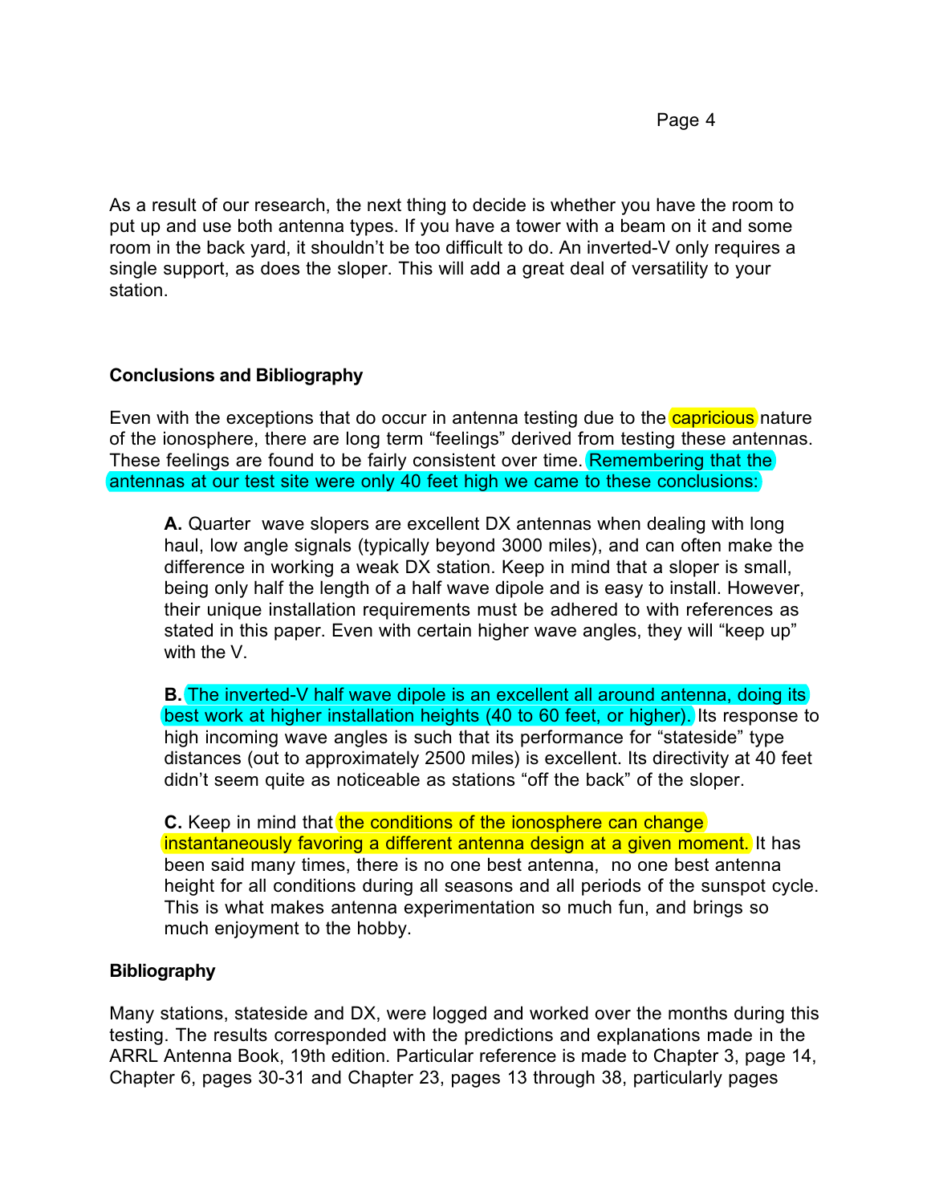As a result of our research, the next thing to decide is whether you have the room to put up and use both antenna types. If you have a tower with a beam on it and some room in the back yard, it shouldn't be too difficult to do. An inverted-V only requires a single support, as does the sloper. This will add a great deal of versatility to your station.

**Conclusions and Bibliography**

Even with the exceptions that do occur in antenna testing due to the capricious nature of the ionosphere, there are long term "feelings" derived from testing these antennas. These feelings are found to be fairly consistent over time. Remembering that the antennas at our test site were only 40 feet high we came to these conclusions:

> **A.** Quarter wave slopers are excellent DX antennas when dealing with long haul, low angle signals (typically beyond 3000 miles), and can often make the difference in working a weak DX station. Keep in mind that a sloper is small, being only half the length of a half wave dipole and is easy to install. However, their unique installation requirements must be adhered to with references as stated in this paper. Even with certain higher wave angles, they will "keep up" with the V.
>
> **B.** The inverted-V half wave dipole is an excellent all around antenna, doing its best work at higher installation heights (40 to 60 feet, or higher). Its response to high incoming wave angles is such that its performance for "stateside" type distances (out to approximately 2500 miles) is excellent. Its directivity at 40 feet didn't seem quite as noticeable as stations "off the back" of the sloper.
>
> **C.** Keep in mind that the conditions of the ionosphere can change instantaneously favoring a different antenna design at a given moment. It has been said many times, there is no one best antenna, no one best antenna height for all conditions during all seasons and all periods of the sunspot cycle. This is what makes antenna experimentation so much fun, and brings so much enjoyment to the hobby.

**Bibliography**

Many stations, stateside and DX, were logged and worked over the months during this testing. The results corresponded with the predictions and explanations made in the ARRL Antenna Book, 19th edition. Particular reference is made to Chapter 3, page 14, Chapter 6, pages 30-31 and Chapter 23, pages 13 through 38, particularly pages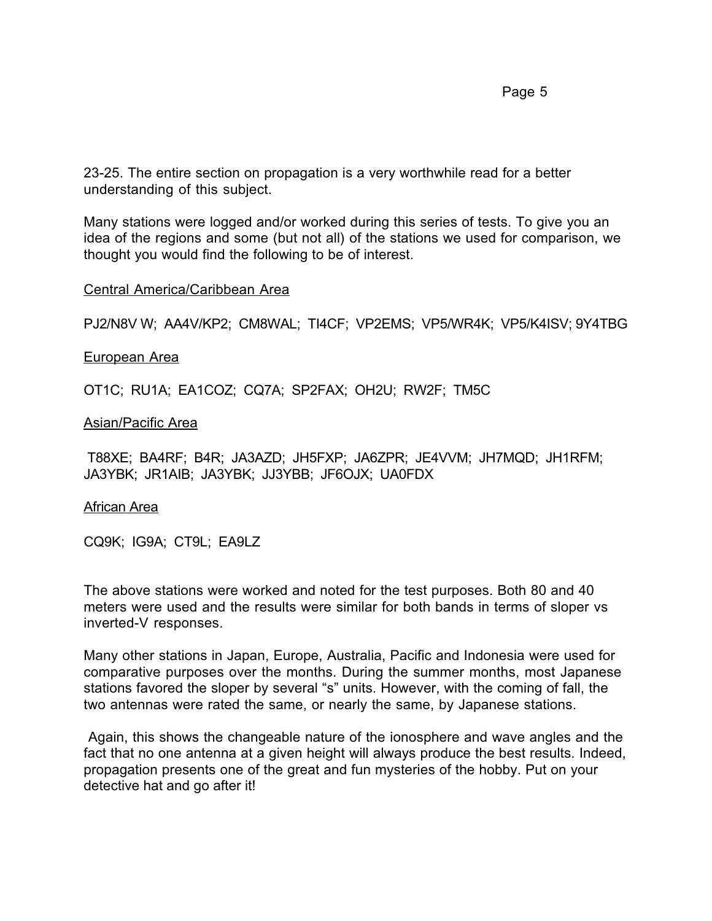23-25. The entire section on propagation is a very worthwhile read for a better understanding of this subject.

Many stations were logged and/or worked during this series of tests. To give you an idea of the regions and some (but not all) of the stations we used for comparison, we thought you would find the following to be of interest.

<u>Central America/Caribbean Area</u>

PJ2/N8V W; AA4V/KP2; CM8WAL; TI4CF; VP2EMS; VP5/WR4K; VP5/K4ISV; 9Y4TBG

<u>European Area</u>

OT1C; RU1A; EA1COZ; CQ7A; SP2FAX; OH2U; RW2F; TM5C

<u>Asian/Pacific Area</u>

T88XE; BA4RF; B4R; JA3AZD; JH5FXP; JA6ZPR; JE4VVM; JH7MQD; JH1RFM; JA3YBK; JR1AIB; JA3YBK; JJ3YBB; JF6OJX; UA0FDX

<u>African Area</u>

CQ9K; IG9A; CT9L; EA9LZ

The above stations were worked and noted for the test purposes. Both 80 and 40 meters were used and the results were similar for both bands in terms of sloper vs inverted-V responses.

Many other stations in Japan, Europe, Australia, Pacific and Indonesia were used for comparative purposes over the months. During the summer months, most Japanese stations favored the sloper by several "s" units. However, with the coming of fall, the two antennas were rated the same, or nearly the same, by Japanese stations.

Again, this shows the changeable nature of the ionosphere and wave angles and the fact that no one antenna at a given height will always produce the best results. Indeed, propagation presents one of the great and fun mysteries of the hobby. Put on your detective hat and go after it!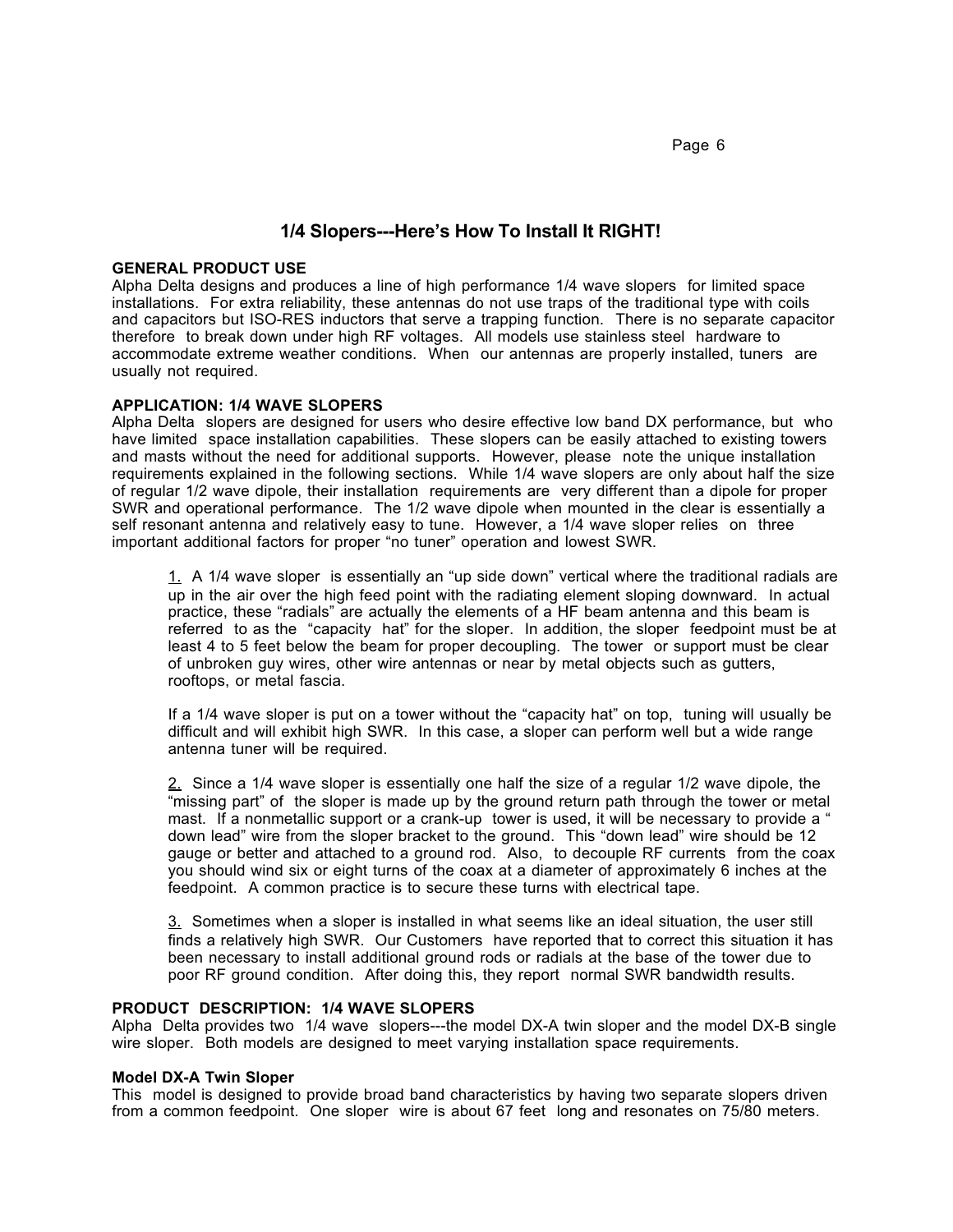## 1/4 Slopers---Here's How To Install It RIGHT!

**GENERAL PRODUCT USE**
Alpha Delta designs and produces a line of high performance 1/4 wave slopers for limited space installations. For extra reliability, these antennas do not use traps of the traditional type with coils and capacitors but ISO-RES inductors that serve a trapping function. There is no separate capacitor therefore to break down under high RF voltages. All models use stainless steel hardware to accommodate extreme weather conditions. When our antennas are properly installed, tuners are usually not required.

**APPLICATION: 1/4 WAVE SLOPERS**
Alpha Delta slopers are designed for users who desire effective low band DX performance, but who have limited space installation capabilities. These slopers can be easily attached to existing towers and masts without the need for additional supports. However, please note the unique installation requirements explained in the following sections. While 1/4 wave slopers are only about half the size of regular 1/2 wave dipole, their installation requirements are very different than a dipole for proper SWR and operational performance. The 1/2 wave dipole when mounted in the clear is essentially a self resonant antenna and relatively easy to tune. However, a 1/4 wave sloper relies on three important additional factors for proper "no tuner" operation and lowest SWR.

1. A 1/4 wave sloper is essentially an "up side down" vertical where the traditional radials are up in the air over the high feed point with the radiating element sloping downward. In actual practice, these "radials" are actually the elements of a HF beam antenna and this beam is referred to as the "capacity hat" for the sloper. In addition, the sloper feedpoint must be at least 4 to 5 feet below the beam for proper decoupling. The tower or support must be clear of unbroken guy wires, other wire antennas or near by metal objects such as gutters, rooftops, or metal fascia.

   If a 1/4 wave sloper is put on a tower without the "capacity hat" on top, tuning will usually be difficult and will exhibit high SWR. In this case, a sloper can perform well but a wide range antenna tuner will be required.

2. Since a 1/4 wave sloper is essentially one half the size of a regular 1/2 wave dipole, the "missing part" of the sloper is made up by the ground return path through the tower or metal mast. If a nonmetallic support or a crank-up tower is used, it will be necessary to provide a " down lead" wire from the sloper bracket to the ground. This "down lead" wire should be 12 gauge or better and attached to a ground rod. Also, to decouple RF currents from the coax you should wind six or eight turns of the coax at a diameter of approximately 6 inches at the feedpoint. A common practice is to secure these turns with electrical tape.

3. Sometimes when a sloper is installed in what seems like an ideal situation, the user still finds a relatively high SWR. Our Customers have reported that to correct this situation it has been necessary to install additional ground rods or radials at the base of the tower due to poor RF ground condition. After doing this, they report normal SWR bandwidth results.

**PRODUCT DESCRIPTION: 1/4 WAVE SLOPERS**
Alpha Delta provides two 1/4 wave slopers---the model DX-A twin sloper and the model DX-B single wire sloper. Both models are designed to meet varying installation space requirements.

**Model DX-A Twin Sloper**
This model is designed to provide broad band characteristics by having two separate slopers driven from a common feedpoint. One sloper wire is about 67 feet long and resonates on 75/80 meters.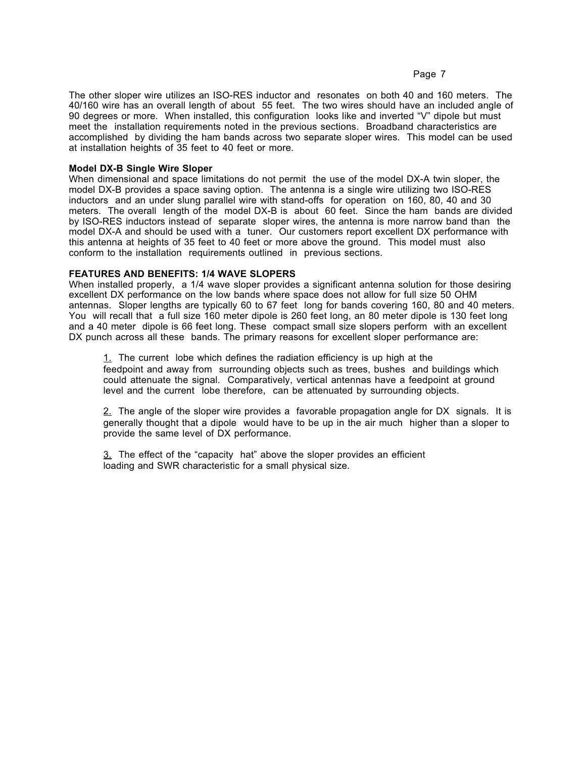The other sloper wire utilizes an ISO-RES inductor and resonates on both 40 and 160 meters. The 40/160 wire has an overall length of about 55 feet. The two wires should have an included angle of 90 degrees or more. When installed, this configuration looks like and inverted “V” dipole but must meet the installation requirements noted in the previous sections. Broadband characteristics are accomplished by dividing the ham bands across two separate sloper wires. This model can be used at installation heights of 35 feet to 40 feet or more.

**Model DX-B Single Wire Sloper**

When dimensional and space limitations do not permit the use of the model DX-A twin sloper, the model DX-B provides a space saving option. The antenna is a single wire utilizing two ISO-RES inductors and an under slung parallel wire with stand-offs for operation on 160, 80, 40 and 30 meters. The overall length of the model DX-B is about 60 feet. Since the ham bands are divided by ISO-RES inductors instead of separate sloper wires, the antenna is more narrow band than the model DX-A and should be used with a tuner. Our customers report excellent DX performance with this antenna at heights of 35 feet to 40 feet or more above the ground. This model must also conform to the installation requirements outlined in previous sections.

**FEATURES AND BENEFITS: 1/4 WAVE SLOPERS**

When installed properly, a 1/4 wave sloper provides a significant antenna solution for those desiring excellent DX performance on the low bands where space does not allow for full size 50 OHM antennas. Sloper lengths are typically 60 to 67 feet long for bands covering 160, 80 and 40 meters. You will recall that a full size 160 meter dipole is 260 feet long, an 80 meter dipole is 130 feet long and a 40 meter dipole is 66 feet long. These compact small size slopers perform with an excellent DX punch across all these bands. The primary reasons for excellent sloper performance are:

1. The current lobe which defines the radiation efficiency is up high at the feedpoint and away from surrounding objects such as trees, bushes and buildings which could attenuate the signal. Comparatively, vertical antennas have a feedpoint at ground level and the current lobe therefore, can be attenuated by surrounding objects.

2. The angle of the sloper wire provides a favorable propagation angle for DX signals. It is generally thought that a dipole would have to be up in the air much higher than a sloper to provide the same level of DX performance.

3. The effect of the “capacity hat” above the sloper provides an efficient loading and SWR characteristic for a small physical size.